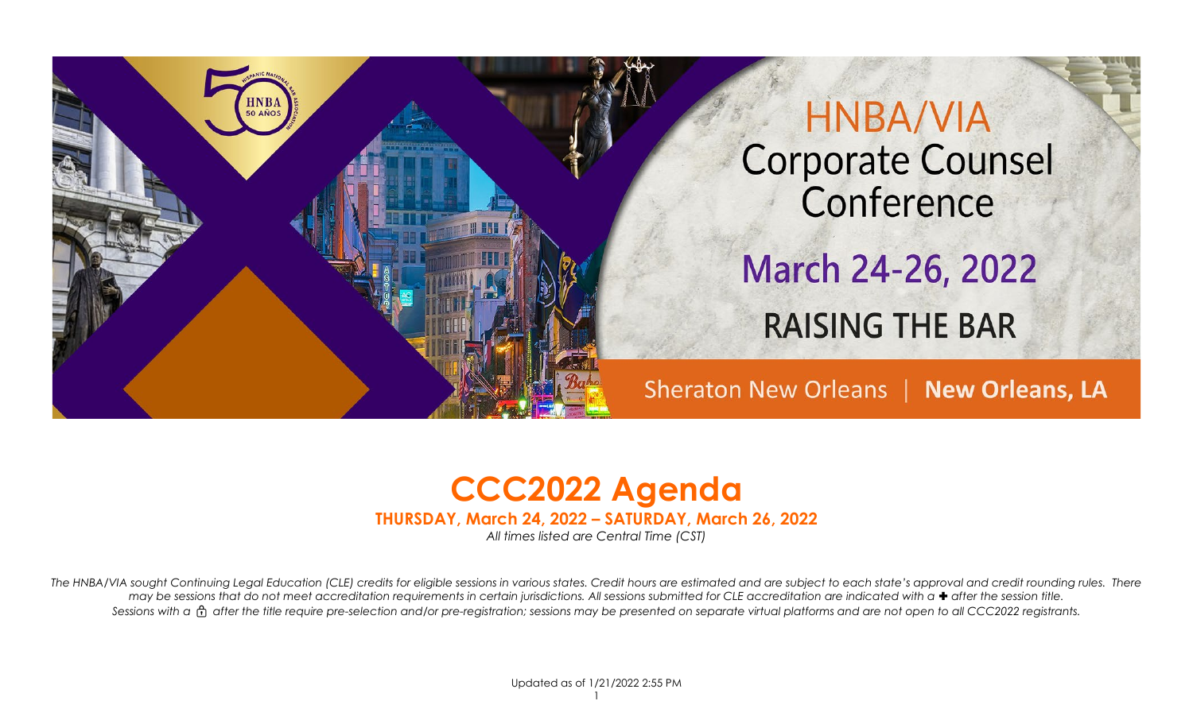HNBA 50 AÑOS

# HNBA/VIA Corporate Counsel Conference

## March 24-26, 2022

## RAISING THE BAR

Sheraton New Orleans | **New Orleans, LA**

# CCC2022 Agenda

**THURSDAY, March 24, 2022 – SATURDAY, March 26, 2022**

*All times listed are Central Time (CST)*

*The HNBA/VIA sought Continuing Legal Education (CLE) credits for eligible sessions in various states. Credit hours are estimated and are subject to each state's approval and credit rounding rules. There may be sessions that do not meet accreditation requirements in certain jurisdictions. All sessions submitted for CLE accreditation are indicated with a ✚ after the session title.*

*Sessions with a 🔒 after the title require pre-selection and/or pre-registration; sessions may be presented on separate virtual platforms and are not open to all CCC2022 registrants.*

Updated as of 1/21/2022 2:55 PM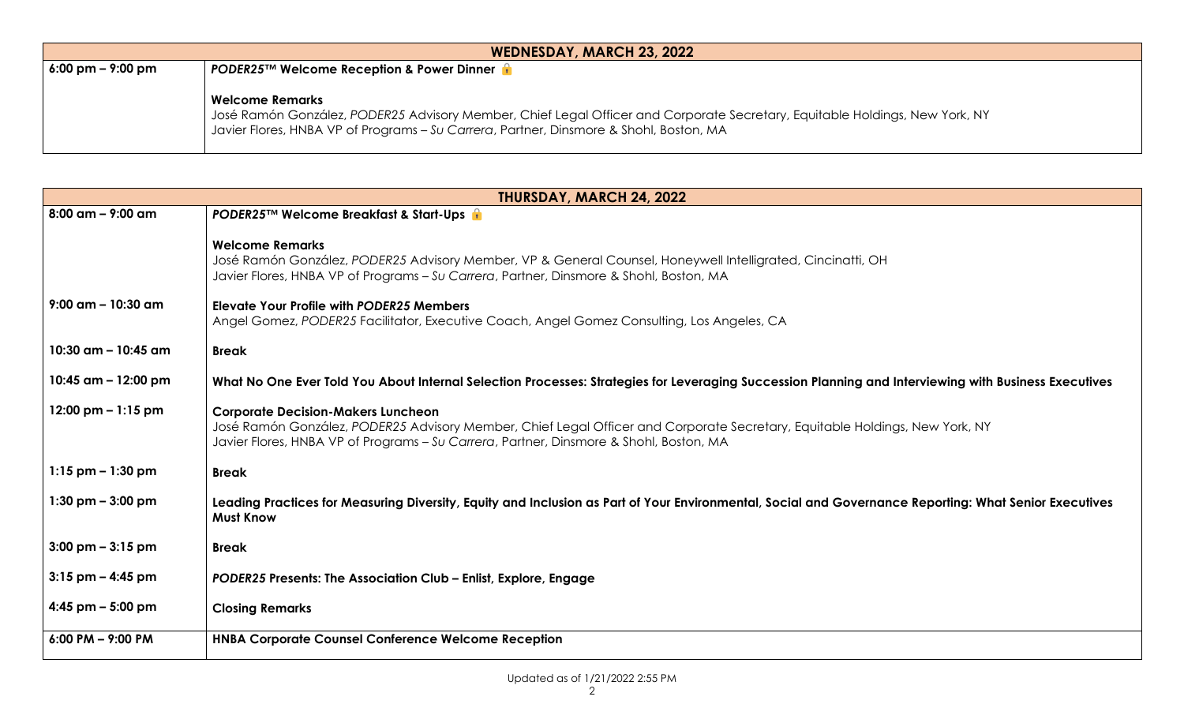| WEDNESDAY, MARCH 23, 2022 | |
|---|---|
| 6:00 pm – 9:00 pm | ***PODER25*™ Welcome Reception & Power Dinner** 🔒<br><br>**Welcome Remarks**<br>José Ramón González, *PODER25* Advisory Member, Chief Legal Officer and Corporate Secretary, Equitable Holdings, New York, NY<br>Javier Flores, HNBA VP of Programs – *Su Carrera*, Partner, Dinsmore & Shohl, Boston, MA |

| THURSDAY, MARCH 24, 2022 | |
|---|---|
| 8:00 am – 9:00 am | ***PODER25*™ Welcome Breakfast & Start-Ups** 🔒<br><br>**Welcome Remarks**<br>José Ramón González, *PODER25* Advisory Member, VP & General Counsel, Honeywell Intelligrated, Cincinatti, OH<br>Javier Flores, HNBA VP of Programs – *Su Carrera*, Partner, Dinsmore & Shohl, Boston, MA |
| 9:00 am – 10:30 am | **Elevate Your Profile with *PODER25* Members**<br>Angel Gomez, *PODER25* Facilitator, Executive Coach, Angel Gomez Consulting, Los Angeles, CA |
| 10:30 am – 10:45 am | **Break** |
| 10:45 am – 12:00 pm | **What No One Ever Told You About Internal Selection Processes: Strategies for Leveraging Succession Planning and Interviewing with Business Executives** |
| 12:00 pm – 1:15 pm | **Corporate Decision-Makers Luncheon**<br>José Ramón González, *PODER25* Advisory Member, Chief Legal Officer and Corporate Secretary, Equitable Holdings, New York, NY<br>Javier Flores, HNBA VP of Programs – *Su Carrera*, Partner, Dinsmore & Shohl, Boston, MA |
| 1:15 pm – 1:30 pm | **Break** |
| 1:30 pm – 3:00 pm | **Leading Practices for Measuring Diversity, Equity and Inclusion as Part of Your Environmental, Social and Governance Reporting: What Senior Executives Must Know** |
| 3:00 pm – 3:15 pm | **Break** |
| 3:15 pm – 4:45 pm | ***PODER25* Presents: The Association Club – Enlist, Explore, Engage** |
| 4:45 pm – 5:00 pm | **Closing Remarks** |
| 6:00 PM – 9:00 PM | **HNBA Corporate Counsel Conference Welcome Reception** |

Updated as of 1/21/2022 2:55 PM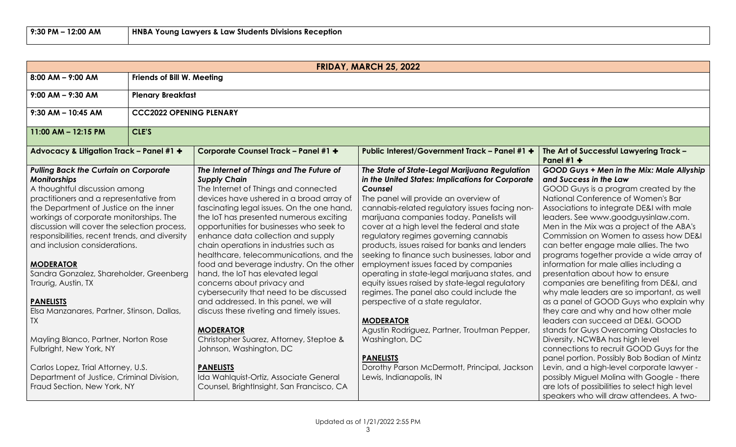| 9:30 PM – 12:00 AM | HNBA Young Lawyers & Law Students Divisions Reception |
|---|---|

## FRIDAY, MARCH 25, 2022

| Time | Event |
|---|---|
| 8:00 AM – 9:00 AM | **Friends of Bill W. Meeting** |
| 9:00 AM – 9:30 AM | **Plenary Breakfast** |
| 9:30 AM – 10:45 AM | **CCC2022 OPENING PLENARY** |
| 11:00 AM – 12:15 PM | **CLE'S** |

| Advocacy & Litigation Track – Panel #1 ✚ | Corporate Counsel Track – Panel #1 ✚ | Public Interest/Government Track – Panel #1 ✚ | The Art of Successful Lawyering Track – Panel #1 ✚ |
|---|---|---|---|
| ***Pulling Back the Curtain on Corporate Monitorships***<br>A thoughtful discussion among practitioners and a representative from the Department of Justice on the inner workings of corporate monitorships. The discussion will cover the selection process, responsibilities, recent trends, and diversity and inclusion considerations.<br><br>**MODERATOR**<br>Sandra Gonzalez, Shareholder, Greenberg Traurig, Austin, TX<br><br>**PANELISTS**<br>Elsa Manzanares, Partner, Stinson, Dallas, TX<br><br>Mayling Blanco, Partner, Norton Rose Fulbright, New York, NY<br><br>Carlos Lopez, Trial Attorney, U.S. Department of Justice, Criminal Division, Fraud Section, New York, NY | ***The Internet of Things and The Future of Supply Chain***<br>The Internet of Things and connected devices have ushered in a broad array of fascinating legal issues. On the one hand, the IoT has presented numerous exciting opportunities for businesses who seek to enhance data collection and supply chain operations in industries such as healthcare, telecommunications, and the food and beverage industry. On the other hand, the IoT has elevated legal concerns about privacy and cybersecurity that need to be discussed and addressed. In this panel, we will discuss these riveting and timely issues.<br><br>**MODERATOR**<br>Christopher Suarez, Attorney, Steptoe & Johnson, Washington, DC<br><br>**PANELISTS**<br>Ida Wahlquist-Ortiz, Associate General Counsel, BrightInsight, San Francisco, CA | ***The State of State-Legal Marijuana Regulation in the United States: Implications for Corporate Counsel***<br>The panel will provide an overview of cannabis-related regulatory issues facing non-marijuana companies today. Panelists will cover at a high level the federal and state regulatory regimes governing cannabis products, issues raised for banks and lenders seeking to finance such businesses, labor and employment issues faced by companies operating in state-legal marijuana states, and equity issues raised by state-legal regulatory regimes. The panel also could include the perspective of a state regulator.<br><br>**MODERATOR**<br>Agustin Rodriguez, Partner, Troutman Pepper, Washington, DC<br><br>**PANELISTS**<br>Dorothy Parson McDermott, Principal, Jackson Lewis, Indianapolis, IN | ***GOOD Guys + Men in the Mix: Male Allyship and Success in the Law***<br>GOOD Guys is a program created by the National Conference of Women's Bar Associations to integrate DE&I with male leaders. See www.goodguysinlaw.com. Men in the Mix was a project of the ABA's Commission on Women to assess how DE&I can better engage male allies. The two programs together provide a wide array of information for male allies including a presentation about how to ensure companies are benefiting from DE&I, and why male leaders are so important, as well as a panel of GOOD Guys who explain why they care and why and how other male leaders can succeed at DE&I. GOOD stands for Guys Overcoming Obstacles to Diversity. NCWBA has high level connections to recruit GOOD Guys for the panel portion. Possibly Bob Bodian of Mintz Levin, and a high-level corporate lawyer - possibly Miguel Molina with Google - there are lots of possibilities to select high level speakers who will draw attendees. A two- |

Updated as of 1/21/2022 2:55 PM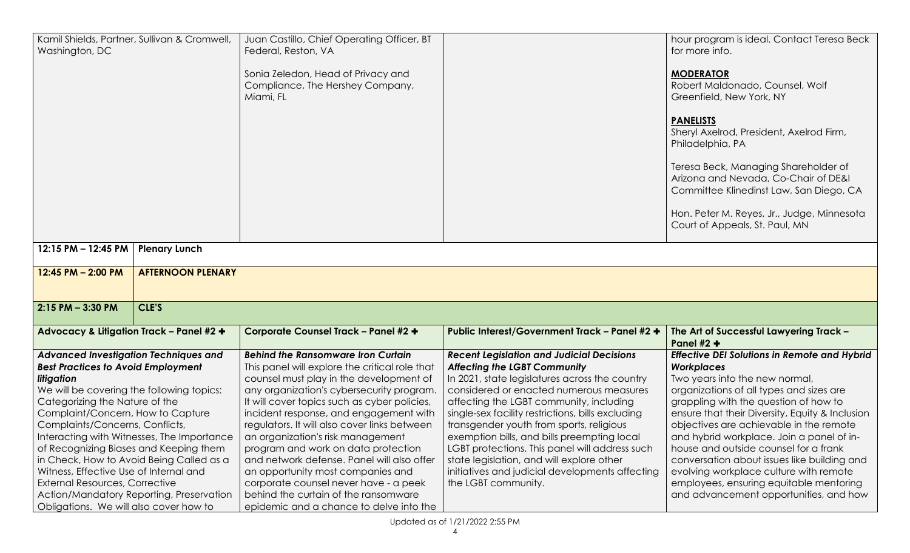| | | | |
|---|---|---|---|
| Kamil Shields, Partner, Sullivan & Cromwell, Washington, DC | Juan Castillo, Chief Operating Officer, BT Federal, Reston, VA<br><br>Sonia Zeledon, Head of Privacy and Compliance, The Hershey Company, Miami, FL | | hour program is ideal. Contact Teresa Beck for more info.<br><br>**MODERATOR**<br>Robert Maldonado, Counsel, Wolf Greenfield, New York, NY<br><br>**PANELISTS**<br>Sheryl Axelrod, President, Axelrod Firm, Philadelphia, PA<br><br>Teresa Beck, Managing Shareholder of Arizona and Nevada, Co-Chair of DE&I Committee Klinedinst Law, San Diego, CA<br><br>Hon. Peter M. Reyes, Jr., Judge, Minnesota Court of Appeals, St. Paul, MN |

| | |
|---|---|
| **12:15 PM – 12:45 PM** | **Plenary Lunch** |
| **12:45 PM – 2:00 PM** | **AFTERNOON PLENARY** |
| **2:15 PM – 3:30 PM** | **CLE'S** |

| **Advocacy & Litigation Track – Panel #2 ✚** | **Corporate Counsel Track – Panel #2 ✚** | **Public Interest/Government Track – Panel #2 ✚** | **The Art of Successful Lawyering Track – Panel #2 ✚** |
|---|---|---|---|
| ***Advanced Investigation Techniques and Best Practices to Avoid Employment litigation***<br>We will be covering the following topics: Categorizing the Nature of the Complaint/Concern, How to Capture Complaints/Concerns, Conflicts, Interacting with Witnesses, The Importance of Recognizing Biases and Keeping them in Check, How to Avoid Being Called as a Witness, Effective Use of Internal and External Resources, Corrective Action/Mandatory Reporting, Preservation Obligations. We will also cover how to | ***Behind the Ransomware Iron Curtain***<br>This panel will explore the critical role that counsel must play in the development of any organization's cybersecurity program. It will cover topics such as cyber policies, incident response, and engagement with regulators. It will also cover links between an organization's risk management program and work on data protection and network defense. Panel will also offer an opportunity most companies and corporate counsel never have - a peek behind the curtain of the ransomware epidemic and a chance to delve into the | ***Recent Legislation and Judicial Decisions Affecting the LGBT Community***<br>In 2021, state legislatures across the country considered or enacted numerous measures affecting the LGBT community, including single-sex facility restrictions, bills excluding transgender youth from sports, religious exemption bills, and bills preempting local LGBT protections. This panel will address such state legislation, and will explore other initiatives and judicial developments affecting the LGBT community. | ***Effective DEI Solutions in Remote and Hybrid Workplaces***<br>Two years into the new normal, organizations of all types and sizes are grappling with the question of how to ensure that their Diversity, Equity & Inclusion objectives are achievable in the remote and hybrid workplace. Join a panel of in-house and outside counsel for a frank conversation about issues like building and evolving workplace culture with remote employees, ensuring equitable mentoring and advancement opportunities, and how |

Updated as of 1/21/2022 2:55 PM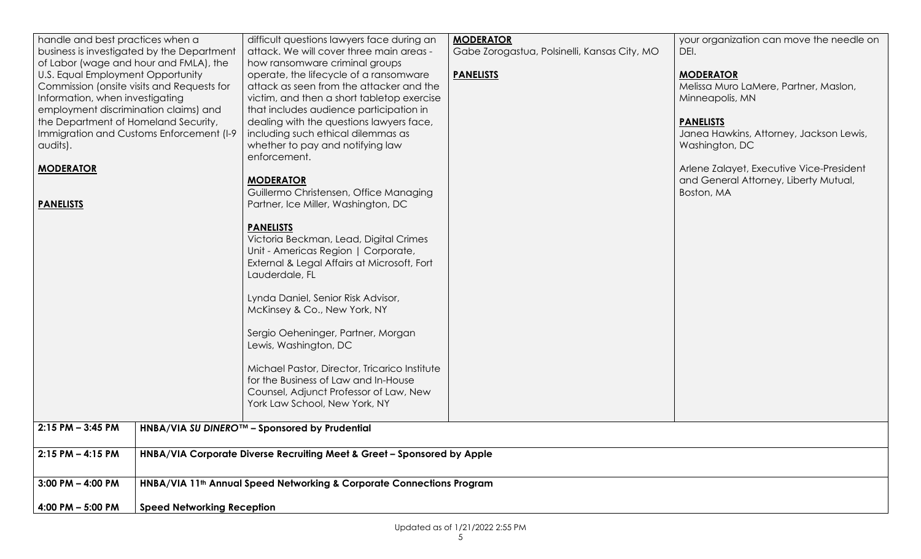| | | | |
|---|---|---|---|
| handle and best practices when a business is investigated by the Department of Labor (wage and hour and FMLA), the U.S. Equal Employment Opportunity Commission (onsite visits and Requests for Information, when investigating employment discrimination claims) and the Department of Homeland Security, Immigration and Customs Enforcement (I-9 audits).<br><br>**MODERATOR**<br><br>**PANELISTS** | difficult questions lawyers face during an attack. We will cover three main areas - how ransomware criminal groups operate, the lifecycle of a ransomware attack as seen from the attacker and the victim, and then a short tabletop exercise that includes audience participation in dealing with the questions lawyers face, including such ethical dilemmas as whether to pay and notifying law enforcement.<br><br>**MODERATOR**<br>Guillermo Christensen, Office Managing Partner, Ice Miller, Washington, DC<br><br>**PANELISTS**<br>Victoria Beckman, Lead, Digital Crimes Unit - Americas Region \| Corporate, External & Legal Affairs at Microsoft, Fort Lauderdale, FL<br><br>Lynda Daniel, Senior Risk Advisor, McKinsey & Co., New York, NY<br><br>Sergio Oeheninger, Partner, Morgan Lewis, Washington, DC<br><br>Michael Pastor, Director, Tricarico Institute for the Business of Law and In-House Counsel, Adjunct Professor of Law, New York Law School, New York, NY | **MODERATOR**<br>Gabe Zorogastua, Polsinelli, Kansas City, MO<br><br>**PANELISTS** | your organization can move the needle on DEI.<br><br>**MODERATOR**<br>Melissa Muro LaMere, Partner, Maslon, Minneapolis, MN<br><br>**PANELISTS**<br>Janea Hawkins, Attorney, Jackson Lewis, Washington, DC<br><br>Arlene Zalayet, Executive Vice-President and General Attorney, Liberty Mutual, Boston, MA |

| | |
|---|---|
| **2:15 PM – 3:45 PM** | **HNBA/VIA *SU DINERO™* – Sponsored by Prudential** |
| **2:15 PM – 4:15 PM** | **HNBA/VIA Corporate Diverse Recruiting Meet & Greet – Sponsored by Apple** |
| **3:00 PM – 4:00 PM** | **HNBA/VIA 11th Annual Speed Networking & Corporate Connections Program** |
| **4:00 PM – 5:00 PM** | **Speed Networking Reception** |

Updated as of 1/21/2022 2:55 PM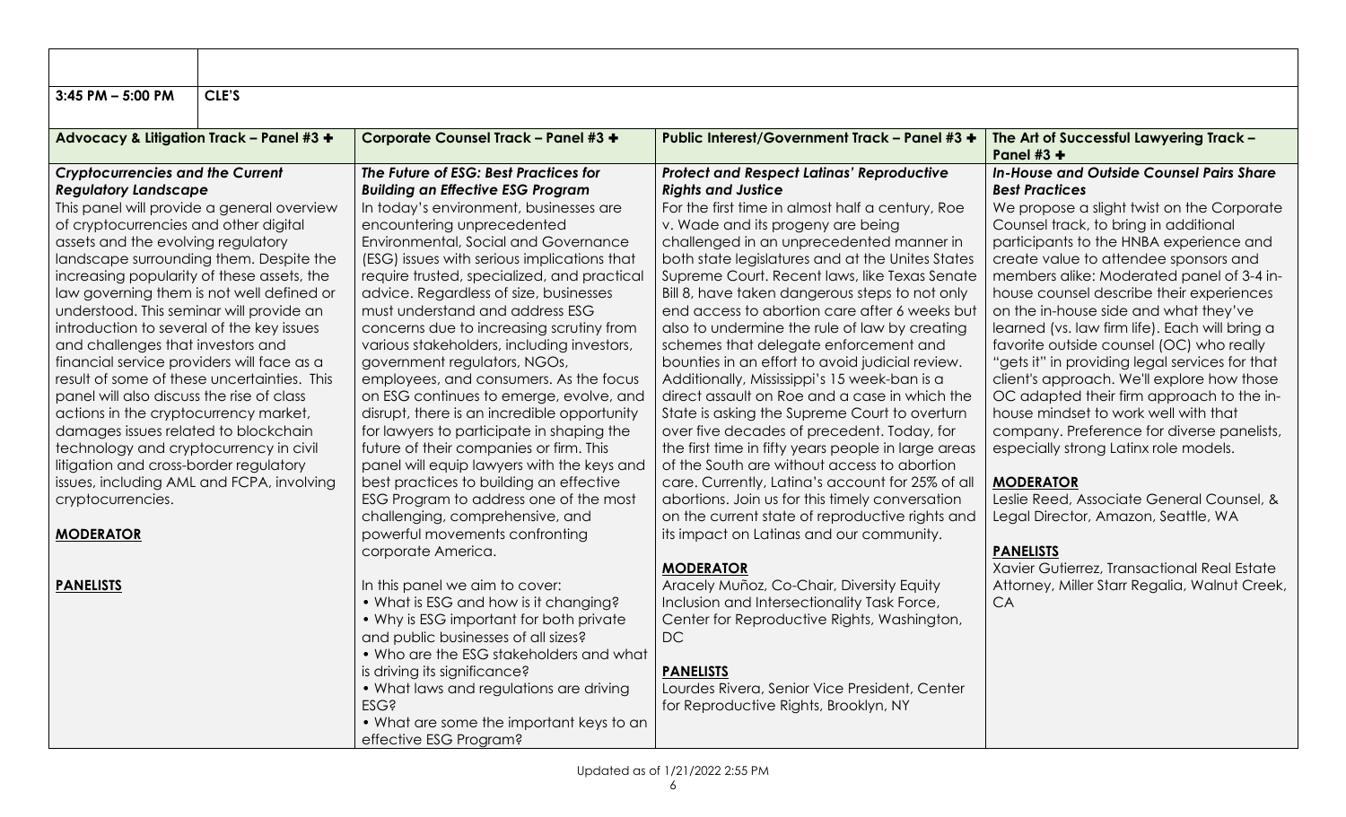| 3:45 PM – 5:00 PM | CLE'S |
|---|---|

| Advocacy & Litigation Track – Panel #3 ✚ | Corporate Counsel Track – Panel #3 ✚ | Public Interest/Government Track – Panel #3 ✚ | The Art of Successful Lawyering Track – Panel #3 ✚ |
|---|---|---|---|
| ***Cryptocurrencies and the Current Regulatory Landscape*** <br> This panel will provide a general overview of cryptocurrencies and other digital assets and the evolving regulatory landscape surrounding them. Despite the increasing popularity of these assets, the law governing them is not well defined or understood. This seminar will provide an introduction to several of the key issues and challenges that investors and financial service providers will face as a result of some of these uncertainties. This panel will also discuss the rise of class actions in the cryptocurrency market, damages issues related to blockchain technology and cryptocurrency in civil litigation and cross-border regulatory issues, including AML and FCPA, involving cryptocurrencies. <br><br> **MODERATOR** <br><br> **PANELISTS** | ***The Future of ESG: Best Practices for Building an Effective ESG Program*** <br> In today's environment, businesses are encountering unprecedented Environmental, Social and Governance (ESG) issues with serious implications that require trusted, specialized, and practical advice. Regardless of size, businesses must understand and address ESG concerns due to increasing scrutiny from various stakeholders, including investors, government regulators, NGOs, employees, and consumers. As the focus on ESG continues to emerge, evolve, and disrupt, there is an incredible opportunity for lawyers to participate in shaping the future of their companies or firm. This panel will equip lawyers with the keys and best practices to building an effective ESG Program to address one of the most challenging, comprehensive, and powerful movements confronting corporate America. <br><br> In this panel we aim to cover: <br> • What is ESG and how is it changing? <br> • Why is ESG important for both private and public businesses of all sizes? <br> • Who are the ESG stakeholders and what is driving its significance? <br> • What laws and regulations are driving ESG? <br> • What are some the important keys to an effective ESG Program? | ***Protect and Respect Latinas' Reproductive Rights and Justice*** <br> For the first time in almost half a century, Roe v. Wade and its progeny are being challenged in an unprecedented manner in both state legislatures and at the Unites States Supreme Court. Recent laws, like Texas Senate Bill 8, have taken dangerous steps to not only end access to abortion care after 6 weeks but also to undermine the rule of law by creating schemes that delegate enforcement and bounties in an effort to avoid judicial review. Additionally, Mississippi's 15 week-ban is a direct assault on Roe and a case in which the State is asking the Supreme Court to overturn over five decades of precedent. Today, for the first time in fifty years people in large areas of the South are without access to abortion care. Currently, Latina's account for 25% of all abortions. Join us for this timely conversation on the current state of reproductive rights and its impact on Latinas and our community. <br><br> **MODERATOR** <br> Aracely Muñoz, Co-Chair, Diversity Equity Inclusion and Intersectionality Task Force, Center for Reproductive Rights, Washington, DC <br><br> **PANELISTS** <br> Lourdes Rivera, Senior Vice President, Center for Reproductive Rights, Brooklyn, NY | ***In-House and Outside Counsel Pairs Share Best Practices*** <br> We propose a slight twist on the Corporate Counsel track, to bring in additional participants to the HNBA experience and create value to attendee sponsors and members alike: Moderated panel of 3-4 in-house counsel describe their experiences on the in-house side and what they've learned (vs. law firm life). Each will bring a favorite outside counsel (OC) who really "gets it" in providing legal services for that client's approach. We'll explore how those OC adapted their firm approach to the in-house mindset to work well with that company. Preference for diverse panelists, especially strong Latinx role models. <br><br> **MODERATOR** <br> Leslie Reed, Associate General Counsel, & Legal Director, Amazon, Seattle, WA <br><br> **PANELISTS** <br> Xavier Gutierrez, Transactional Real Estate Attorney, Miller Starr Regalia, Walnut Creek, CA |

Updated as of 1/21/2022 2:55 PM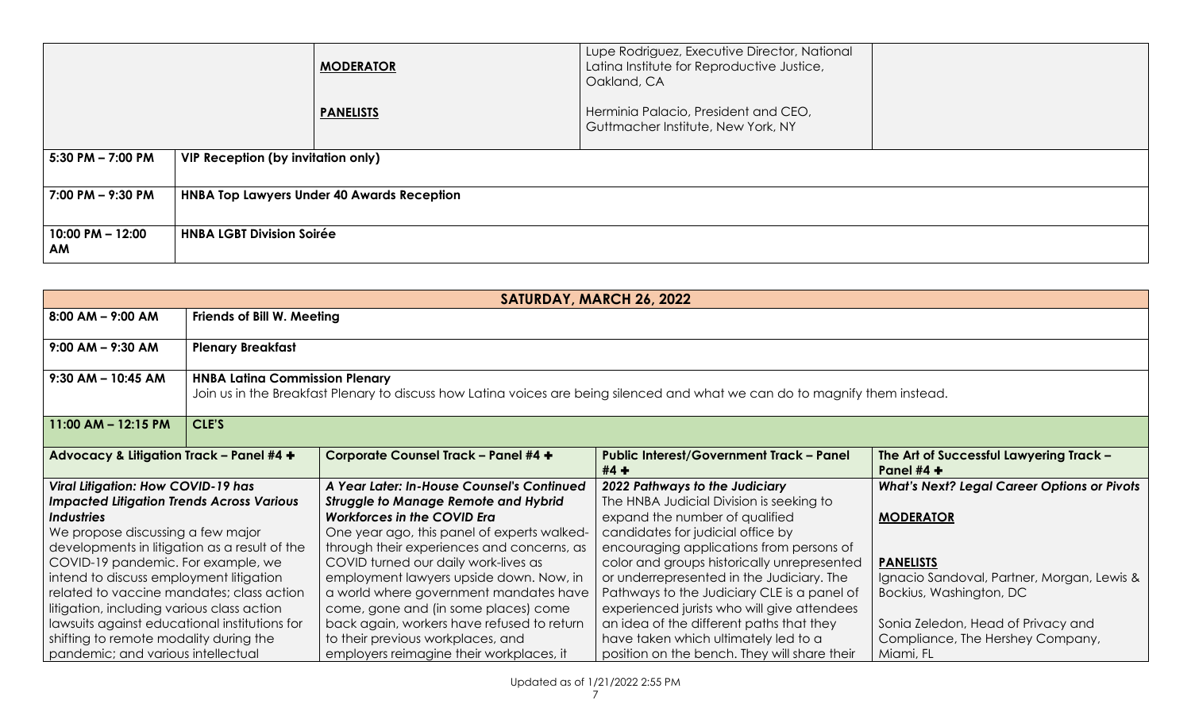| | | | | |
|---|---|---|---|---|
| | | **MODERATOR** | Lupe Rodriguez, Executive Director, National Latina Institute for Reproductive Justice, Oakland, CA | |
| | | **PANELISTS** | Herminia Palacio, President and CEO, Guttmacher Institute, New York, NY | |
| **5:30 PM – 7:00 PM** | **VIP Reception (by invitation only)** | | | |
| **7:00 PM – 9:30 PM** | **HNBA Top Lawyers Under 40 Awards Reception** | | | |
| **10:00 PM – 12:00 AM** | **HNBA LGBT Division Soirée** | | | |

| **SATURDAY, MARCH 26, 2022** | | | | |
|---|---|---|---|---|
| **8:00 AM – 9:00 AM** | **Friends of Bill W. Meeting** | | | |
| **9:00 AM – 9:30 AM** | **Plenary Breakfast** | | | |
| **9:30 AM – 10:45 AM** | **HNBA Latina Commission Plenary**<br>Join us in the Breakfast Plenary to discuss how Latina voices are being silenced and what we can do to magnify them instead. | | | |
| **11:00 AM – 12:15 PM** | **CLE'S** | | | |
| **Advocacy & Litigation Track – Panel #4 ✚** | | **Corporate Counsel Track – Panel #4 ✚** | **Public Interest/Government Track – Panel #4 ✚** | **The Art of Successful Lawyering Track – Panel #4 ✚** |
| ***Viral Litigation: How COVID-19 has Impacted Litigation Trends Across Various Industries***<br>We propose discussing a few major developments in litigation as a result of the COVID-19 pandemic. For example, we intend to discuss employment litigation related to vaccine mandates; class action litigation, including various class action lawsuits against educational institutions for shifting to remote modality during the pandemic; and various intellectual | | ***A Year Later: In-House Counsel's Continued Struggle to Manage Remote and Hybrid Workforces in the COVID Era***<br>One year ago, this panel of experts walked-through their experiences and concerns, as COVID turned our daily work-lives as employment lawyers upside down. Now, in a world where government mandates have come, gone and (in some places) come back again, workers have refused to return to their previous workplaces, and employers reimagine their workplaces, it | ***2022 Pathways to the Judiciary***<br>The HNBA Judicial Division is seeking to expand the number of qualified candidates for judicial office by encouraging applications from persons of color and groups historically unrepresented or underrepresented in the Judiciary. The Pathways to the Judiciary CLE is a panel of experienced jurists who will give attendees an idea of the different paths that they have taken which ultimately led to a position on the bench. They will share their | ***What's Next? Legal Career Options or Pivots***<br><br>**MODERATOR**<br><br>**PANELISTS**<br>Ignacio Sandoval, Partner, Morgan, Lewis & Bockius, Washington, DC<br><br>Sonia Zeledon, Head of Privacy and Compliance, The Hershey Company, Miami, FL |

Updated as of 1/21/2022 2:55 PM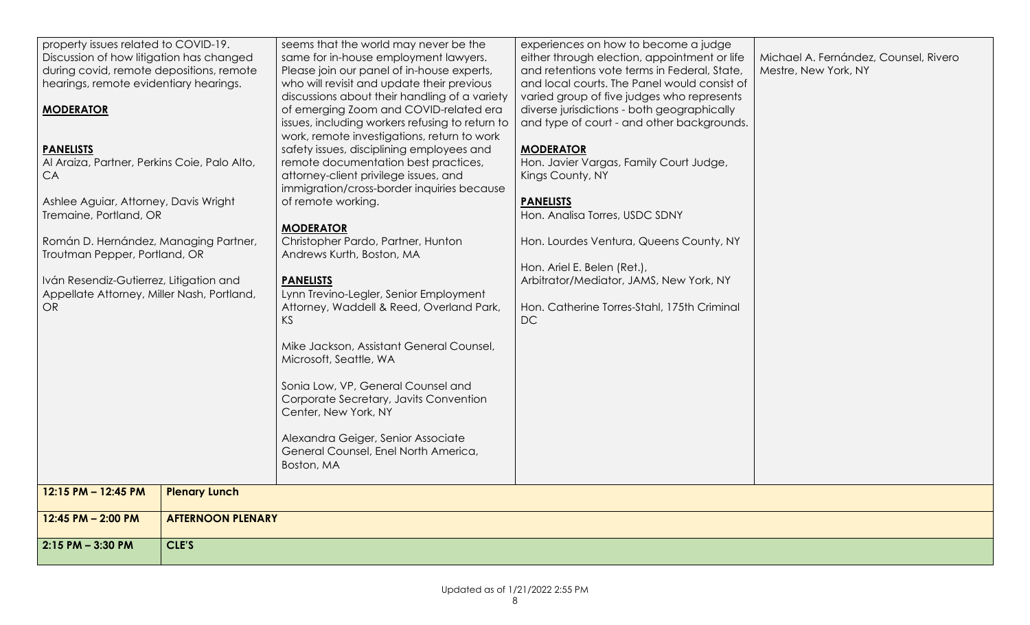| | | | |
|---|---|---|---|
| property issues related to COVID-19. Discussion of how litigation has changed during covid, remote depositions, remote hearings, remote evidentiary hearings.<br><br>**MODERATOR**<br><br>**PANELISTS**<br>Al Araiza, Partner, Perkins Coie, Palo Alto, CA<br><br>Ashlee Aguiar, Attorney, Davis Wright Tremaine, Portland, OR<br><br>Román D. Hernández, Managing Partner, Troutman Pepper, Portland, OR<br><br>Iván Resendiz-Gutierrez, Litigation and Appellate Attorney, Miller Nash, Portland, OR | seems that the world may never be the same for in-house employment lawyers. Please join our panel of in-house experts, who will revisit and update their previous discussions about their handling of a variety of emerging Zoom and COVID-related era issues, including workers refusing to return to work, remote investigations, return to work safety issues, disciplining employees and remote documentation best practices, attorney-client privilege issues, and immigration/cross-border inquiries because of remote working.<br><br>**MODERATOR**<br>Christopher Pardo, Partner, Hunton Andrews Kurth, Boston, MA<br><br>**PANELISTS**<br>Lynn Trevino-Legler, Senior Employment Attorney, Waddell & Reed, Overland Park, KS<br><br>Mike Jackson, Assistant General Counsel, Microsoft, Seattle, WA<br><br>Sonia Low, VP, General Counsel and Corporate Secretary, Javits Convention Center, New York, NY<br><br>Alexandra Geiger, Senior Associate General Counsel, Enel North America, Boston, MA | experiences on how to become a judge either through election, appointment or life and retentions vote terms in Federal, State, and local courts. The Panel would consist of varied group of five judges who represents diverse jurisdictions - both geographically and type of court - and other backgrounds.<br><br>**MODERATOR**<br>Hon. Javier Vargas, Family Court Judge, Kings County, NY<br><br>**PANELISTS**<br>Hon. Analisa Torres, USDC SDNY<br><br>Hon. Lourdes Ventura, Queens County, NY<br><br>Hon. Ariel E. Belen (Ret.), Arbitrator/Mediator, JAMS, New York, NY<br><br>Hon. Catherine Torres-Stahl, 175th Criminal DC | Michael A. Fernández, Counsel, Rivero Mestre, New York, NY |

| | |
|---|---|
| **12:15 PM – 12:45 PM** | **Plenary Lunch** |
| **12:45 PM – 2:00 PM** | **AFTERNOON PLENARY** |
| **2:15 PM – 3:30 PM** | **CLE'S** |

Updated as of 1/21/2022 2:55 PM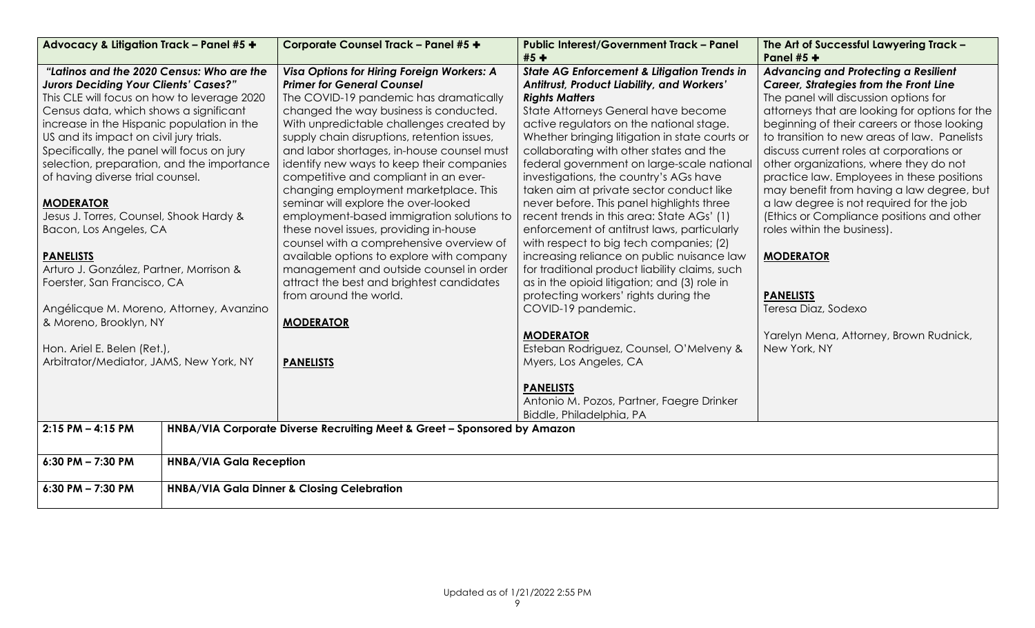| Advocacy & Litigation Track – Panel #5 ✚ | Corporate Counsel Track – Panel #5 ✚ | Public Interest/Government Track – Panel #5 ✚ | The Art of Successful Lawyering Track – Panel #5 ✚ |
|---|---|---|---|
| ***"Latinos and the 2020 Census: Who are the Jurors Deciding Your Clients' Cases?"*** This CLE will focus on how to leverage 2020 Census data, which shows a significant increase in the Hispanic population in the US and its impact on civil jury trials. Specifically, the panel will focus on jury selection, preparation, and the importance of having diverse trial counsel. <br><br> **MODERATOR** <br> Jesus J. Torres, Counsel, Shook Hardy & Bacon, Los Angeles, CA <br><br> **PANELISTS** <br> Arturo J. González, Partner, Morrison & Foerster, San Francisco, CA <br><br> Angélicque M. Moreno, Attorney, Avanzino & Moreno, Brooklyn, NY <br><br> Hon. Ariel E. Belen (Ret.), Arbitrator/Mediator, JAMS, New York, NY | ***Visa Options for Hiring Foreign Workers: A Primer for General Counsel*** The COVID-19 pandemic has dramatically changed the way business is conducted. With unpredictable challenges created by supply chain disruptions, retention issues, and labor shortages, in-house counsel must identify new ways to keep their companies competitive and compliant in an ever-changing employment marketplace. This seminar will explore the over-looked employment-based immigration solutions to these novel issues, providing in-house counsel with a comprehensive overview of available options to explore with company management and outside counsel in order attract the best and brightest candidates from around the world. <br><br> **MODERATOR** <br><br> **PANELISTS** | ***State AG Enforcement & Litigation Trends in Antitrust, Product Liability, and Workers' Rights Matters*** State Attorneys General have become active regulators on the national stage. Whether bringing litigation in state courts or collaborating with other states and the federal government on large-scale national investigations, the country's AGs have taken aim at private sector conduct like never before. This panel highlights three recent trends in this area: State AGs' (1) enforcement of antitrust laws, particularly with respect to big tech companies; (2) increasing reliance on public nuisance law for traditional product liability claims, such as in the opioid litigation; and (3) role in protecting workers' rights during the COVID-19 pandemic. <br><br> **MODERATOR** <br> Esteban Rodriguez, Counsel, O'Melveny & Myers, Los Angeles, CA <br><br> **PANELISTS** <br> Antonio M. Pozos, Partner, Faegre Drinker Biddle, Philadelphia, PA | ***Advancing and Protecting a Resilient Career, Strategies from the Front Line*** The panel will discussion options for attorneys that are looking for options for the beginning of their careers or those looking to transition to new areas of law. Panelists discuss current roles at corporations or other organizations, where they do not practice law. Employees in these positions may benefit from having a law degree, but a law degree is not required for the job (Ethics or Compliance positions and other roles within the business). <br><br> **MODERATOR** <br><br> **PANELISTS** <br> Teresa Diaz, Sodexo <br><br> Yarelyn Mena, Attorney, Brown Rudnick, New York, NY |

| | |
|---|---|
| **2:15 PM – 4:15 PM** | **HNBA/VIA Corporate Diverse Recruiting Meet & Greet – Sponsored by Amazon** |
| **6:30 PM – 7:30 PM** | **HNBA/VIA Gala Reception** |
| **6:30 PM – 7:30 PM** | **HNBA/VIA Gala Dinner & Closing Celebration** |

Updated as of 1/21/2022 2:55 PM